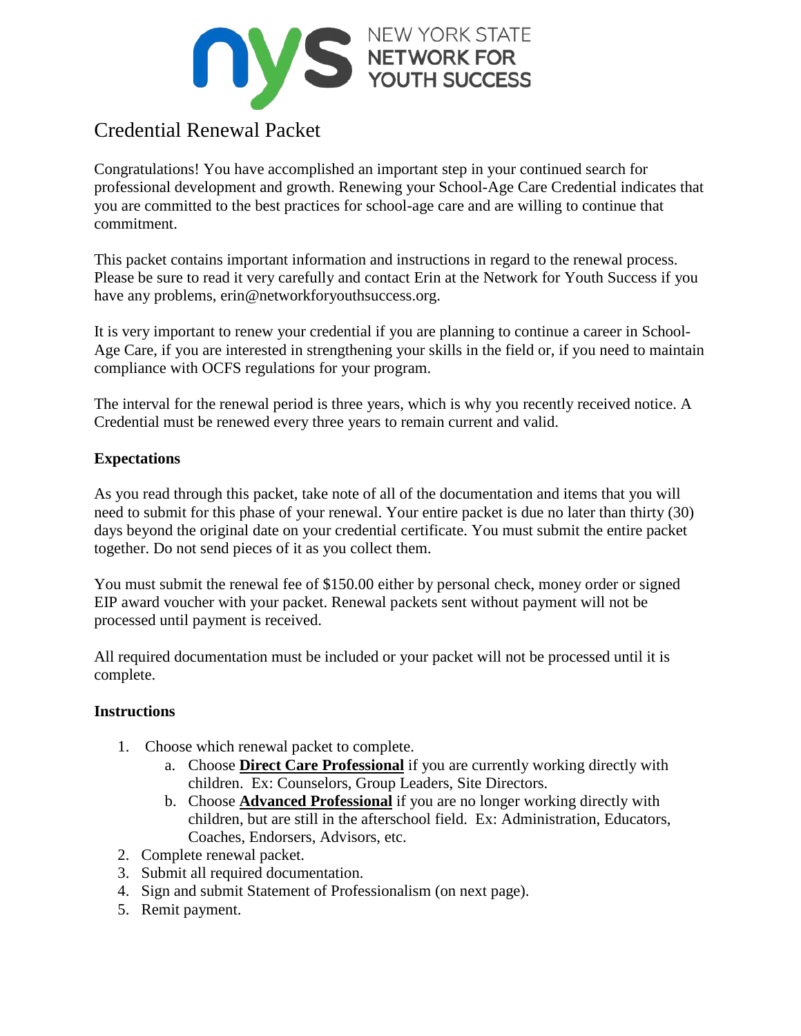NEW YORK STATE NETWORK FOR YOUTH SUCCESS

# Credential Renewal Packet

Congratulations! You have accomplished an important step in your continued search for professional development and growth. Renewing your School-Age Care Credential indicates that you are committed to the best practices for school-age care and are willing to continue that commitment.

This packet contains important information and instructions in regard to the renewal process. Please be sure to read it very carefully and contact Erin at the Network for Youth Success if you have any problems, erin@networkforyouthsuccess.org.

It is very important to renew your credential if you are planning to continue a career in School-Age Care, if you are interested in strengthening your skills in the field or, if you need to maintain compliance with OCFS regulations for your program.

The interval for the renewal period is three years, which is why you recently received notice. A Credential must be renewed every three years to remain current and valid.

**Expectations**

As you read through this packet, take note of all of the documentation and items that you will need to submit for this phase of your renewal. Your entire packet is due no later than thirty (30) days beyond the original date on your credential certificate. You must submit the entire packet together. Do not send pieces of it as you collect them.

You must submit the renewal fee of $150.00 either by personal check, money order or signed EIP award voucher with your packet. Renewal packets sent without payment will not be processed until payment is received.

All required documentation must be included or your packet will not be processed until it is complete.

**Instructions**

1. Choose which renewal packet to complete.
   a. Choose **Direct Care Professional** if you are currently working directly with children. Ex: Counselors, Group Leaders, Site Directors.
   b. Choose **Advanced Professional** if you are no longer working directly with children, but are still in the afterschool field. Ex: Administration, Educators, Coaches, Endorsers, Advisors, etc.
2. Complete renewal packet.
3. Submit all required documentation.
4. Sign and submit Statement of Professionalism (on next page).
5. Remit payment.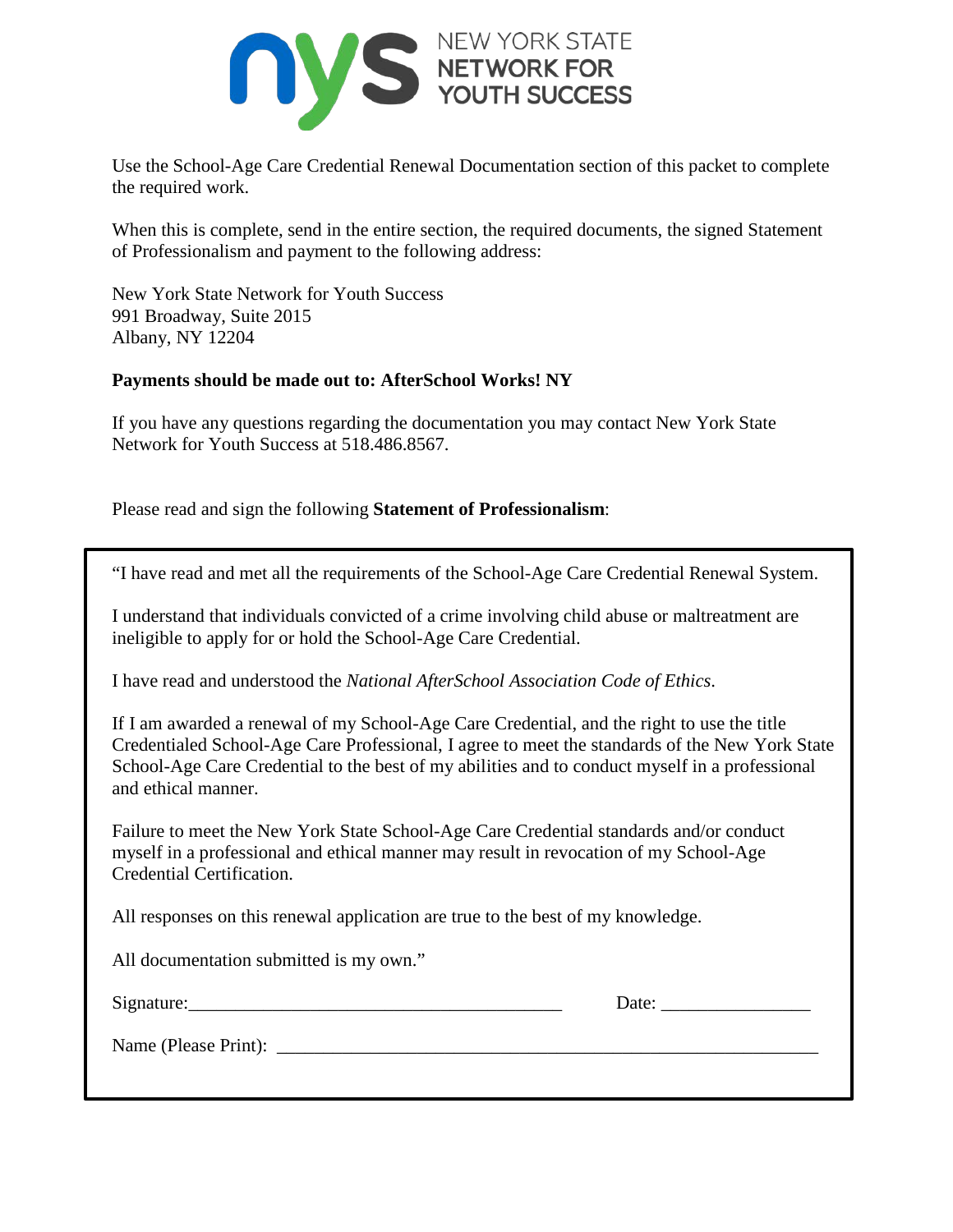Use the School-Age Care Credential Renewal Documentation section of this packet to complete the required work.

When this is complete, send in the entire section, the required documents, the signed Statement of Professionalism and payment to the following address:

New York State Network for Youth Success
991 Broadway, Suite 2015
Albany, NY 12204

**Payments should be made out to: AfterSchool Works! NY**

If you have any questions regarding the documentation you may contact New York State Network for Youth Success at 518.486.8567.

Please read and sign the following **Statement of Professionalism**:

"I have read and met all the requirements of the School-Age Care Credential Renewal System.

I understand that individuals convicted of a crime involving child abuse or maltreatment are ineligible to apply for or hold the School-Age Care Credential.

I have read and understood the *National AfterSchool Association Code of Ethics*.

If I am awarded a renewal of my School-Age Care Credential, and the right to use the title Credentialed School-Age Care Professional, I agree to meet the standards of the New York State School-Age Care Credential to the best of my abilities and to conduct myself in a professional and ethical manner.

Failure to meet the New York State School-Age Care Credential standards and/or conduct myself in a professional and ethical manner may result in revocation of my School-Age Credential Certification.

All responses on this renewal application are true to the best of my knowledge.

All documentation submitted is my own."

Signature:_________________________________________ Date: ________________

Name (Please Print): ____________________________________________________________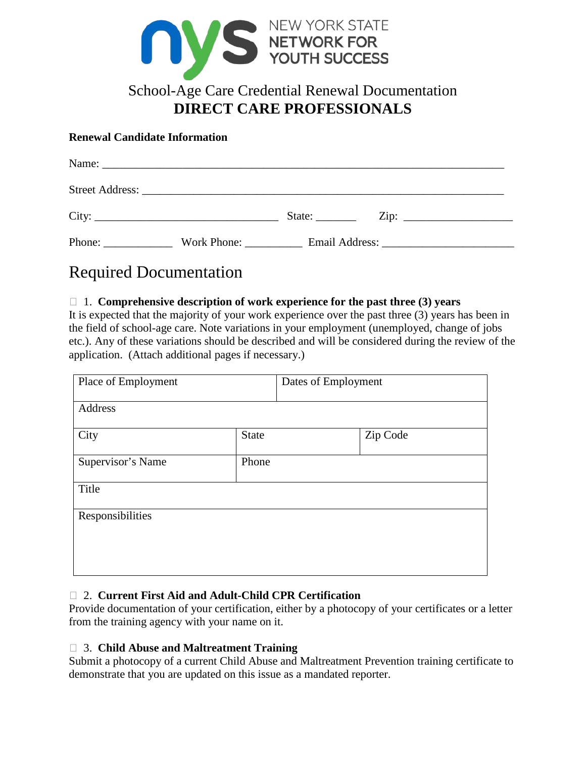NEW YORK STATE NETWORK FOR YOUTH SUCCESS

# School-Age Care Credential Renewal Documentation
# DIRECT CARE PROFESSIONALS

**Renewal Candidate Information**

Name: ___________________________________________________________________________

Street Address: _________________________________________________________________

City: _________________________________ State: _______ Zip: ___________________

Phone: ____________ Work Phone: __________ Email Address: ______________________

## Required Documentation

☐ 1. **Comprehensive description of work experience for the past three (3) years**
It is expected that the majority of your work experience over the past three (3) years has been in the field of school-age care. Note variations in your employment (unemployed, change of jobs etc.). Any of these variations should be described and will be considered during the review of the application. (Attach additional pages if necessary.)

| Place of Employment | | Dates of Employment |
|---|---|---|
| Address | | |
| City | State | Zip Code |
| Supervisor's Name | Phone | |
| Title | | |
| Responsibilities | | |

☐ 2. **Current First Aid and Adult-Child CPR Certification**
Provide documentation of your certification, either by a photocopy of your certificates or a letter from the training agency with your name on it.

☐ 3. **Child Abuse and Maltreatment Training**
Submit a photocopy of a current Child Abuse and Maltreatment Prevention training certificate to demonstrate that you are updated on this issue as a mandated reporter.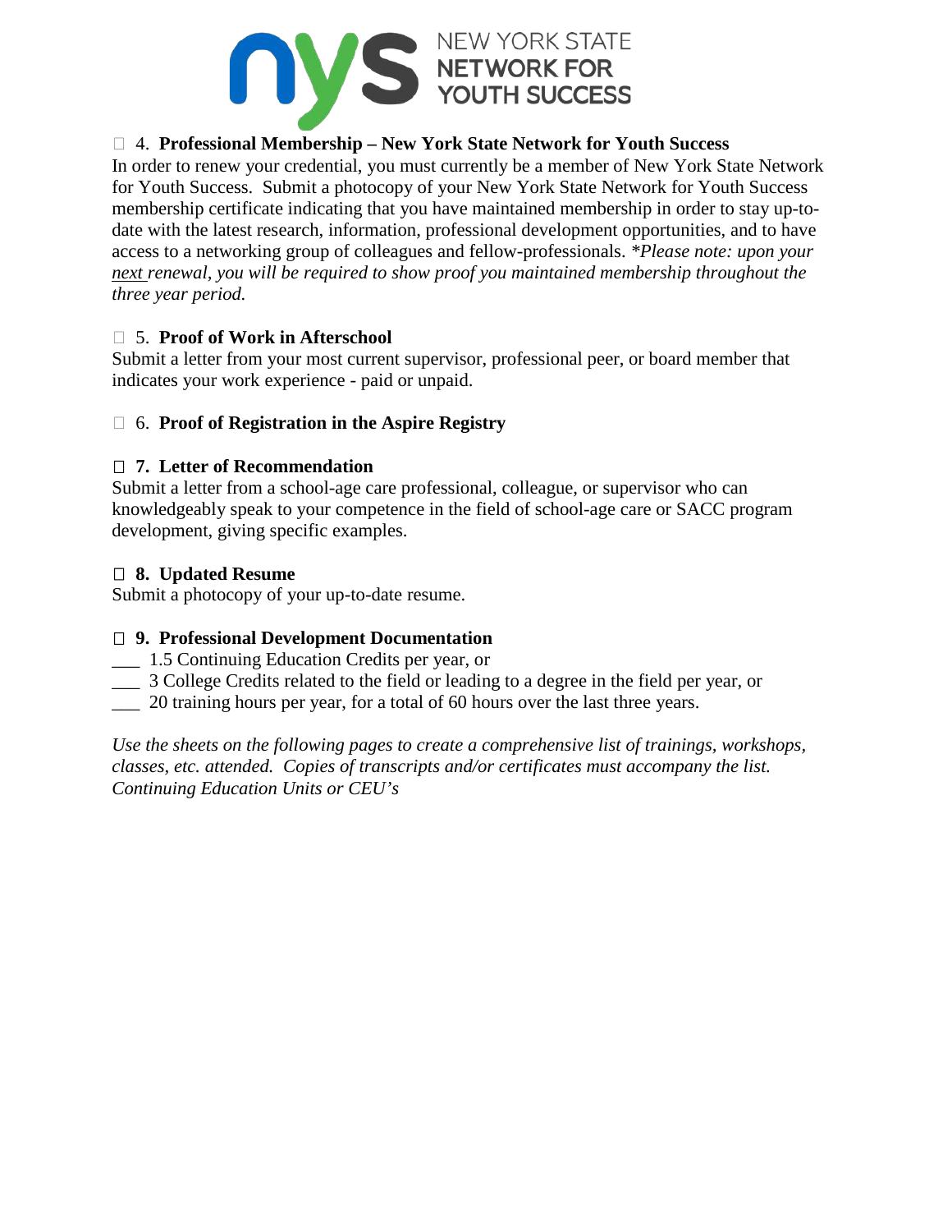NEW YORK STATE NETWORK FOR YOUTH SUCCESS

☐ 4. **Professional Membership – New York State Network for Youth Success**

In order to renew your credential, you must currently be a member of New York State Network for Youth Success. Submit a photocopy of your New York State Network for Youth Success membership certificate indicating that you have maintained membership in order to stay up-to-date with the latest research, information, professional development opportunities, and to have access to a networking group of colleagues and fellow-professionals. **Please note: upon your* <u>*next*</u> *renewal, you will be required to show proof you maintained membership throughout the three year period.*

☐ 5. **Proof of Work in Afterschool**

Submit a letter from your most current supervisor, professional peer, or board member that indicates your work experience - paid or unpaid.

☐ 6. **Proof of Registration in the Aspire Registry**

☐ **7. Letter of Recommendation**

Submit a letter from a school-age care professional, colleague, or supervisor who can knowledgeably speak to your competence in the field of school-age care or SACC program development, giving specific examples.

☐ **8. Updated Resume**

Submit a photocopy of your up-to-date resume.

☐ **9. Professional Development Documentation**

___ 1.5 Continuing Education Credits per year, or
___ 3 College Credits related to the field or leading to a degree in the field per year, or
___ 20 training hours per year, for a total of 60 hours over the last three years.

*Use the sheets on the following pages to create a comprehensive list of trainings, workshops, classes, etc. attended. Copies of transcripts and/or certificates must accompany the list. Continuing Education Units or CEU's*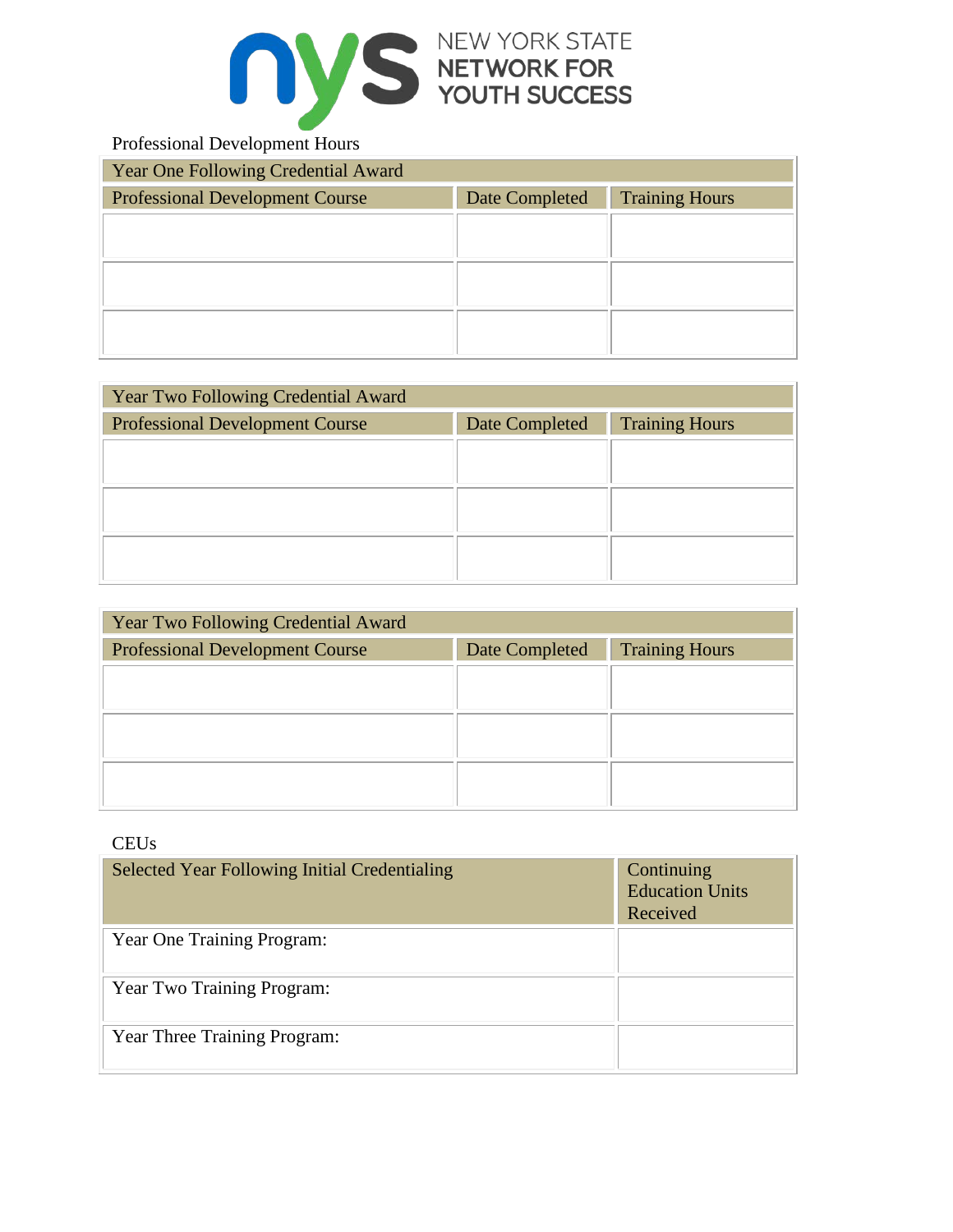NEW YORK STATE NETWORK FOR YOUTH SUCCESS

Professional Development Hours

| Year One Following Credential Award | | |
|---|---|---|
| Professional Development Course | Date Completed | Training Hours |
| | | |
| | | |
| | | |

| Year Two Following Credential Award | | |
|---|---|---|
| Professional Development Course | Date Completed | Training Hours |
| | | |
| | | |
| | | |

| Year Two Following Credential Award | | |
|---|---|---|
| Professional Development Course | Date Completed | Training Hours |
| | | |
| | | |
| | | |

CEUs

| Selected Year Following Initial Credentialing | Continuing Education Units Received |
|---|---|
| Year One Training Program: | |
| Year Two Training Program: | |
| Year Three Training Program: | |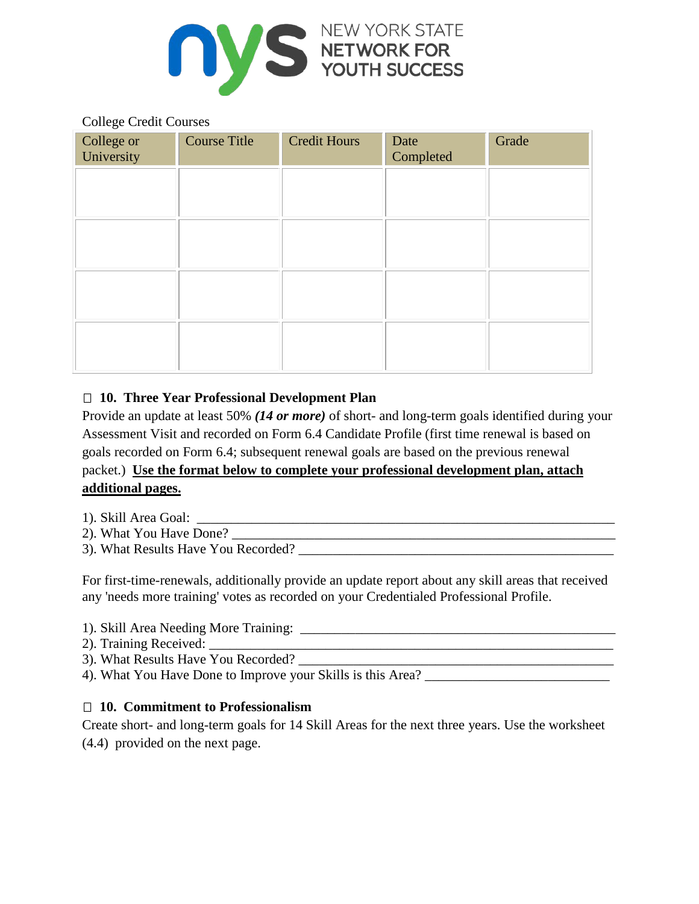NEW YORK STATE NETWORK FOR YOUTH SUCCESS

College Credit Courses

| College or University | Course Title | Credit Hours | Date Completed | Grade |
|---|---|---|---|---|
| | | | | |
| | | | | |
| | | | | |
| | | | | |

☐ **10. Three Year Professional Development Plan**

Provide an update at least 50% ***(14 or more)*** of short- and long-term goals identified during your Assessment Visit and recorded on Form 6.4 Candidate Profile (first time renewal is based on goals recorded on Form 6.4; subsequent renewal goals are based on the previous renewal packet.) **Use the format below to complete your professional development plan, attach additional pages.**

1). Skill Area Goal: ______________________________________________________________
2). What You Have Done? __________________________________________________________
3). What Results Have You Recorded? _______________________________________________

For first-time-renewals, additionally provide an update report about any skill areas that received any 'needs more training' votes as recorded on your Credentialed Professional Profile.

1). Skill Area Needing More Training: ______________________________________________
2). Training Received: ____________________________________________________________
3). What Results Have You Recorded? _______________________________________________
4). What You Have Done to Improve your Skills is this Area? ___________________________

☐ **10. Commitment to Professionalism**

Create short- and long-term goals for 14 Skill Areas for the next three years. Use the worksheet (4.4) provided on the next page.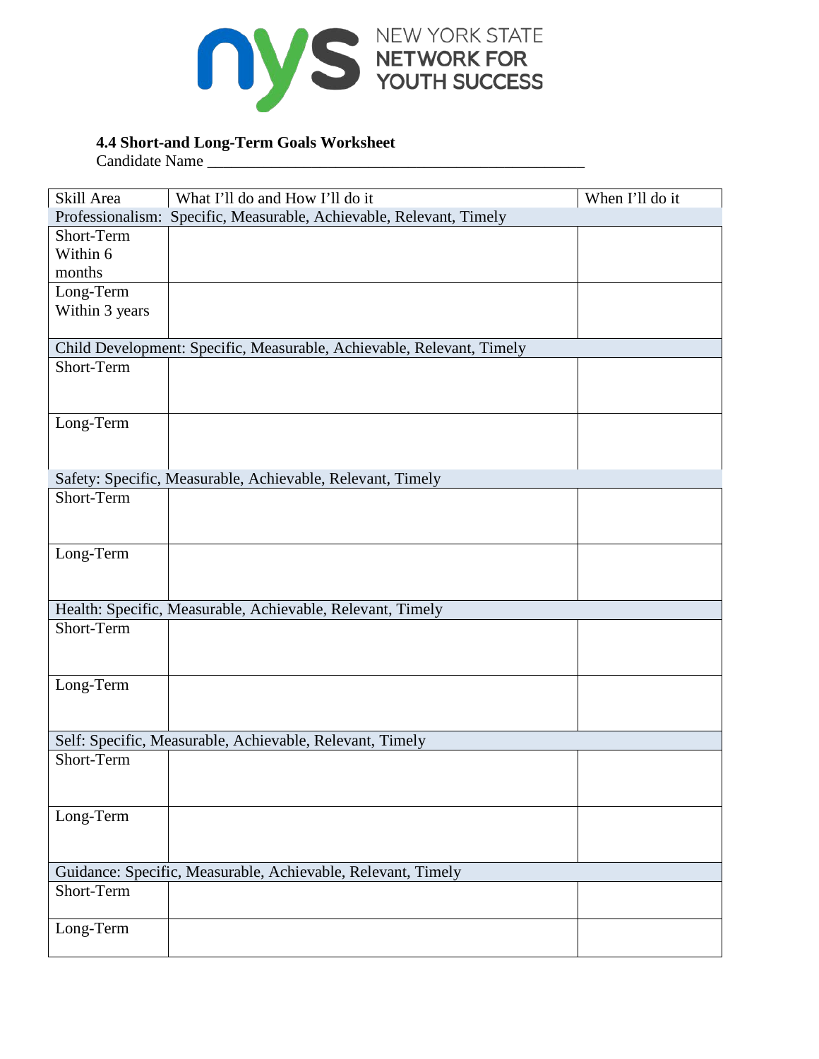NEW YORK STATE NETWORK FOR YOUTH SUCCESS

**4.4 Short-and Long-Term Goals Worksheet**

Candidate Name ________________________________________________

| Skill Area | What I'll do and How I'll do it | When I'll do it |
|---|---|---|
| Professionalism: Specific, Measurable, Achievable, Relevant, Timely | | |
| Short-Term Within 6 months | | |
| Long-Term Within 3 years | | |
| Child Development: Specific, Measurable, Achievable, Relevant, Timely | | |
| Short-Term | | |
| Long-Term | | |
| Safety: Specific, Measurable, Achievable, Relevant, Timely | | |
| Short-Term | | |
| Long-Term | | |
| Health: Specific, Measurable, Achievable, Relevant, Timely | | |
| Short-Term | | |
| Long-Term | | |
| Self: Specific, Measurable, Achievable, Relevant, Timely | | |
| Short-Term | | |
| Long-Term | | |
| Guidance: Specific, Measurable, Achievable, Relevant, Timely | | |
| Short-Term | | |
| Long-Term | | |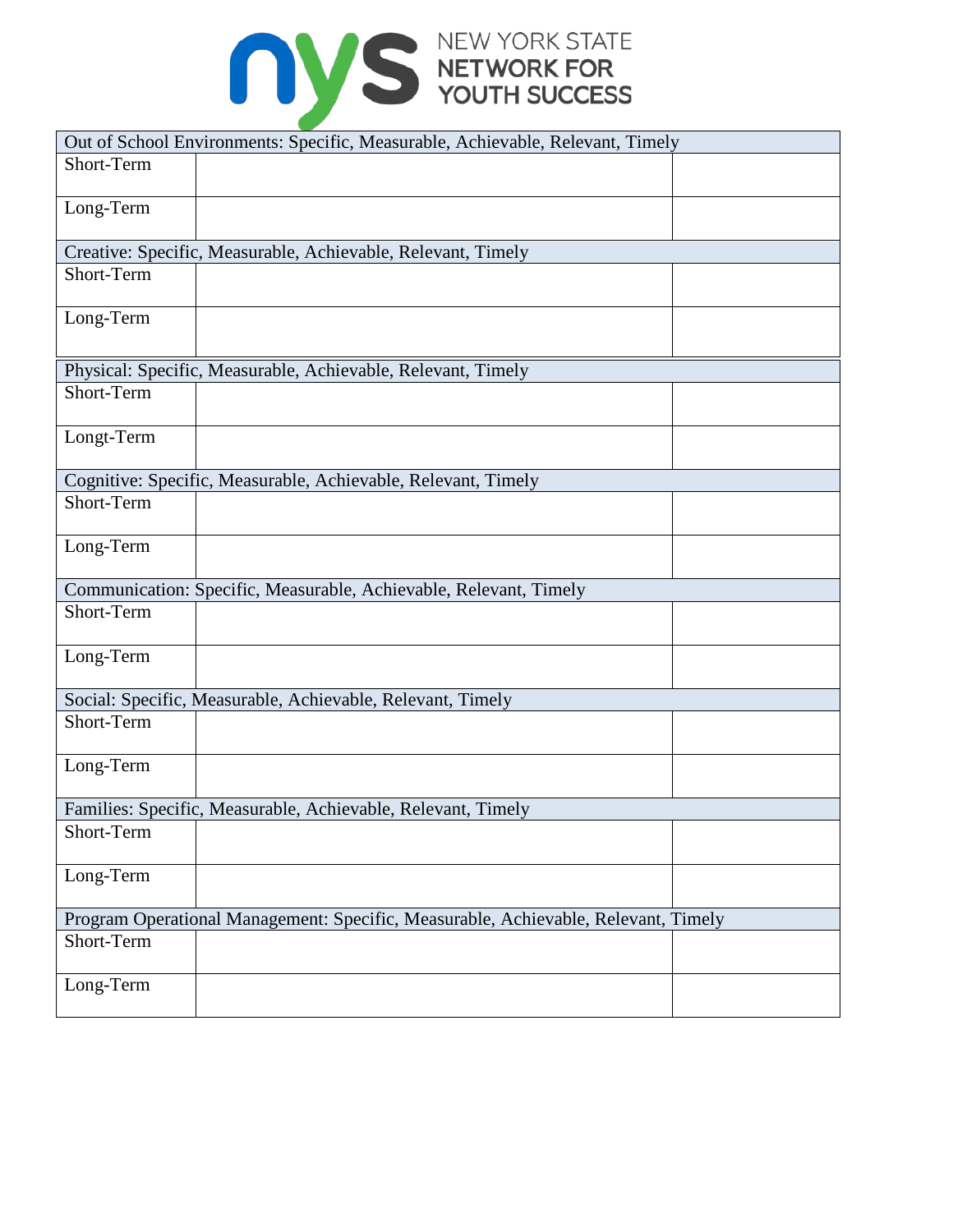| Out of School Environments: Specific, Measurable, Achievable, Relevant, Timely | | |
|---|---|---|
| Short-Term | | |
| Long-Term | | |
| Creative: Specific, Measurable, Achievable, Relevant, Timely | | |
| Short-Term | | |
| Long-Term | | |
| Physical: Specific, Measurable, Achievable, Relevant, Timely | | |
| Short-Term | | |
| Longt-Term | | |
| Cognitive: Specific, Measurable, Achievable, Relevant, Timely | | |
| Short-Term | | |
| Long-Term | | |
| Communication: Specific, Measurable, Achievable, Relevant, Timely | | |
| Short-Term | | |
| Long-Term | | |
| Social: Specific, Measurable, Achievable, Relevant, Timely | | |
| Short-Term | | |
| Long-Term | | |
| Families: Specific, Measurable, Achievable, Relevant, Timely | | |
| Short-Term | | |
| Long-Term | | |
| Program Operational Management: Specific, Measurable, Achievable, Relevant, Timely | | |
| Short-Term | | |
| Long-Term | | |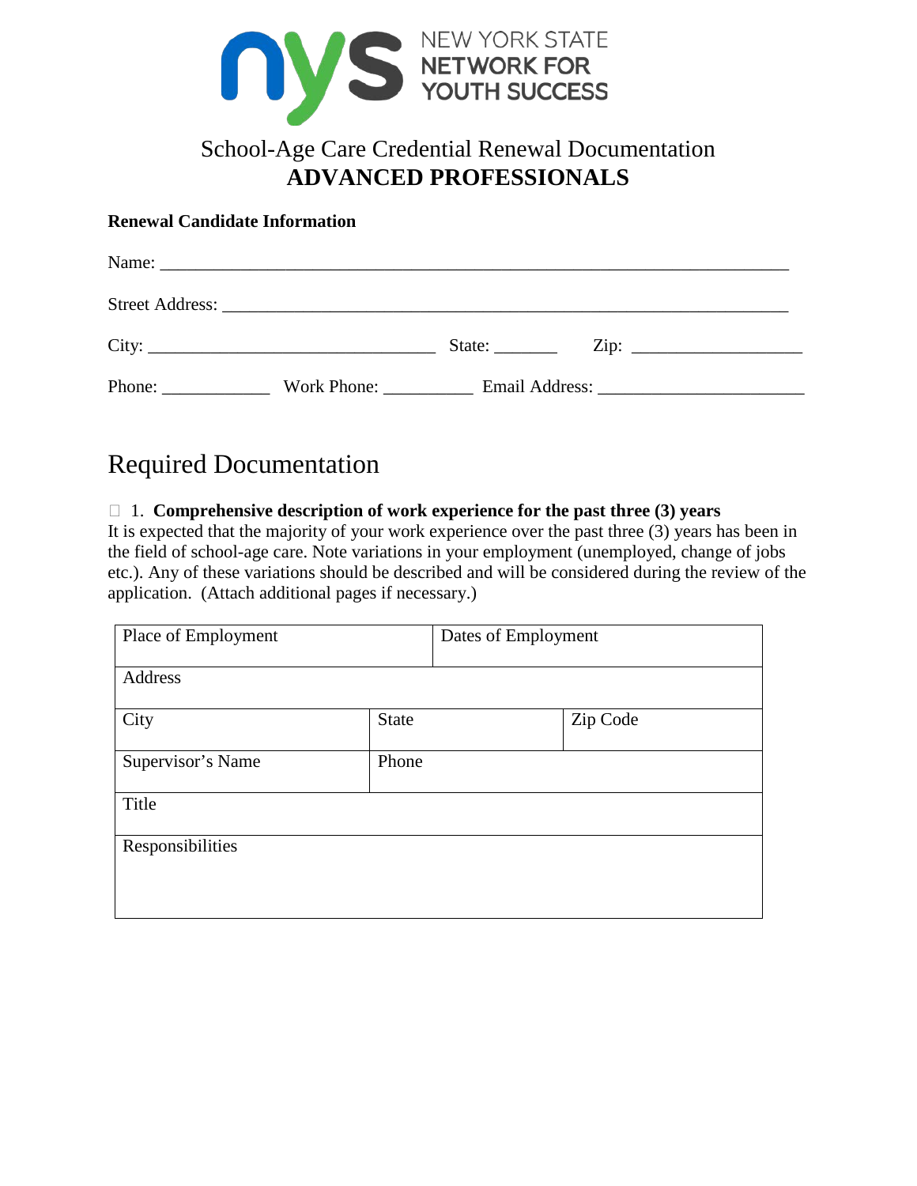NEW YORK STATE
NETWORK FOR
YOUTH SUCCESS

# School-Age Care Credential Renewal Documentation
# **ADVANCED PROFESSIONALS**

**Renewal Candidate Information**

Name: ___________________________________________________________________________

Street Address: ____________________________________________________________________

City: ________________________________ State: _______ Zip: ___________________

Phone: ____________ Work Phone: __________ Email Address: ______________________

## Required Documentation

☐ 1. **Comprehensive description of work experience for the past three (3) years**
It is expected that the majority of your work experience over the past three (3) years has been in the field of school-age care. Note variations in your employment (unemployed, change of jobs etc.). Any of these variations should be described and will be considered during the review of the application. (Attach additional pages if necessary.)

| Place of Employment | | Dates of Employment |
|---|---|---|
| Address | | |
| City | State | Zip Code |
| Supervisor's Name | Phone | |
| Title | | |
| Responsibilities | | |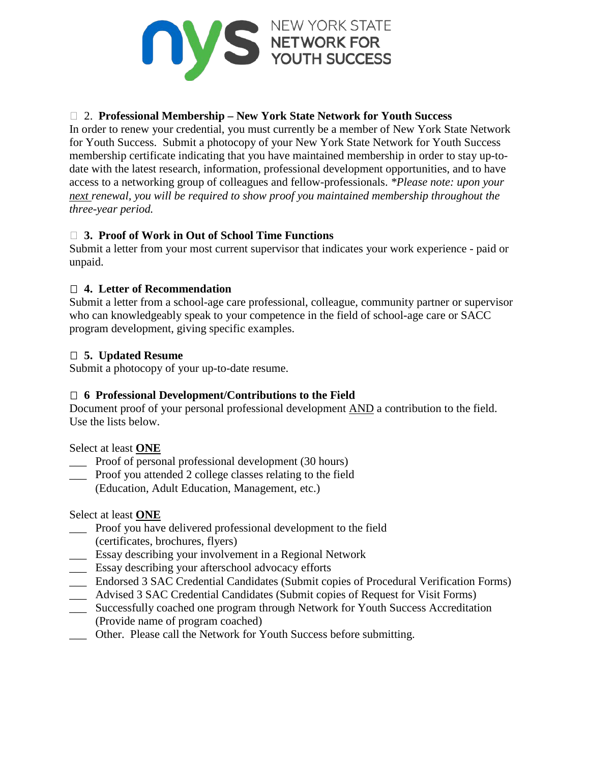NEW YORK STATE NETWORK FOR YOUTH SUCCESS

☐ 2. **Professional Membership – New York State Network for Youth Success**

In order to renew your credential, you must currently be a member of New York State Network for Youth Success. Submit a photocopy of your New York State Network for Youth Success membership certificate indicating that you have maintained membership in order to stay up-to-date with the latest research, information, professional development opportunities, and to have access to a networking group of colleagues and fellow-professionals. **Please note: upon your* *next* *renewal, you will be required to show proof you maintained membership throughout the three-year period.*

☐ **3. Proof of Work in Out of School Time Functions**

Submit a letter from your most current supervisor that indicates your work experience - paid or unpaid.

☐ **4. Letter of Recommendation**

Submit a letter from a school-age care professional, colleague, community partner or supervisor who can knowledgeably speak to your competence in the field of school-age care or SACC program development, giving specific examples.

☐ **5. Updated Resume**

Submit a photocopy of your up-to-date resume.

☐ **6 Professional Development/Contributions to the Field**

Document proof of your personal professional development AND a contribution to the field. Use the lists below.

Select at least **ONE**

___ Proof of personal professional development (30 hours)

___ Proof you attended 2 college classes relating to the field (Education, Adult Education, Management, etc.)

Select at least **ONE**

___ Proof you have delivered professional development to the field (certificates, brochures, flyers)

___ Essay describing your involvement in a Regional Network

___ Essay describing your afterschool advocacy efforts

___ Endorsed 3 SAC Credential Candidates (Submit copies of Procedural Verification Forms)

___ Advised 3 SAC Credential Candidates (Submit copies of Request for Visit Forms)

___ Successfully coached one program through Network for Youth Success Accreditation (Provide name of program coached)

___ Other. Please call the Network for Youth Success before submitting.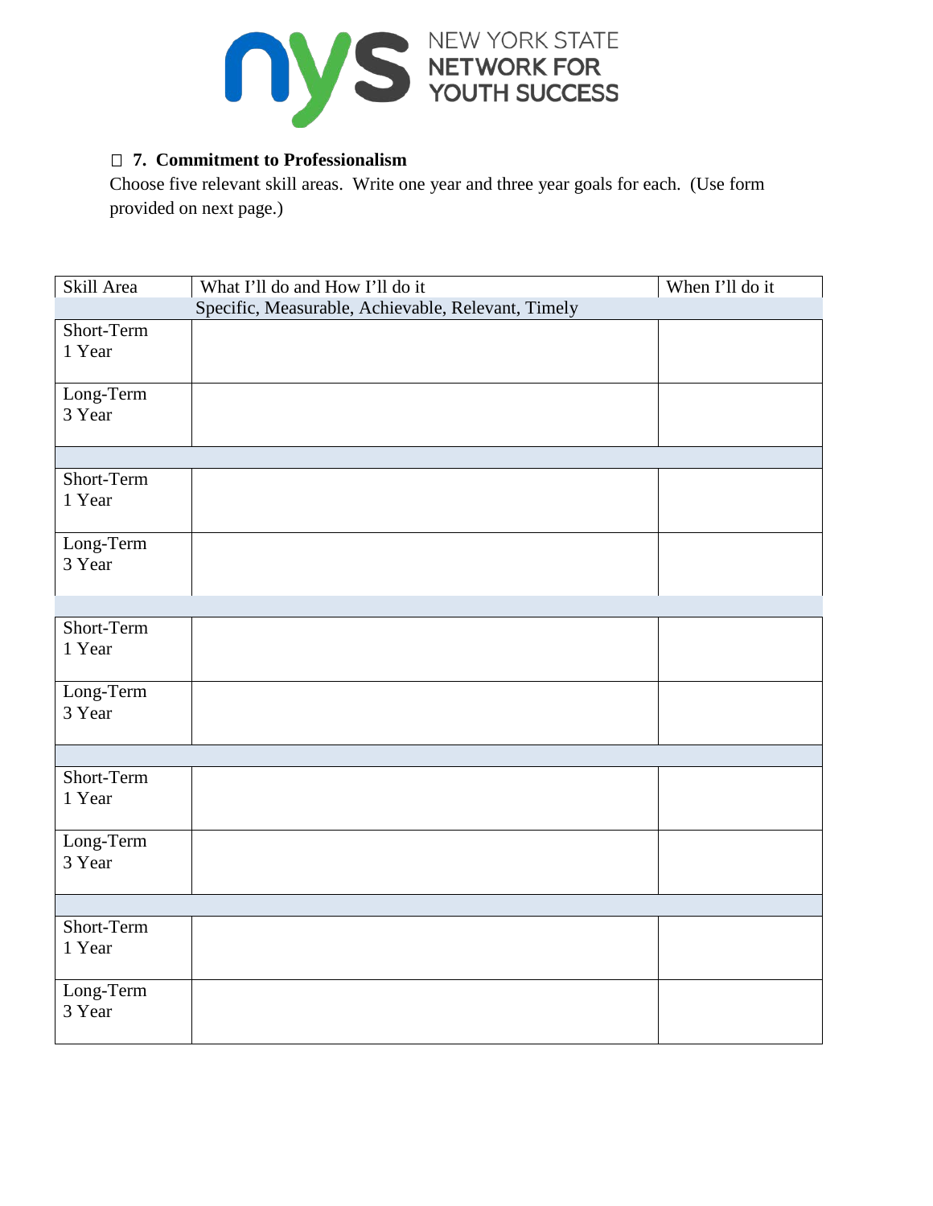☐ **7. Commitment to Professionalism**

Choose five relevant skill areas. Write one year and three year goals for each. (Use form provided on next page.)

| Skill Area | What I'll do and How I'll do it | When I'll do it |
|---|---|---|
| | Specific, Measurable, Achievable, Relevant, Timely | |
| Short-Term 1 Year | | |
| Long-Term 3 Year | | |
| | | |
| Short-Term 1 Year | | |
| Long-Term 3 Year | | |
| | | |
| Short-Term 1 Year | | |
| Long-Term 3 Year | | |
| | | |
| Short-Term 1 Year | | |
| Long-Term 3 Year | | |
| | | |
| Short-Term 1 Year | | |
| Long-Term 3 Year | | |